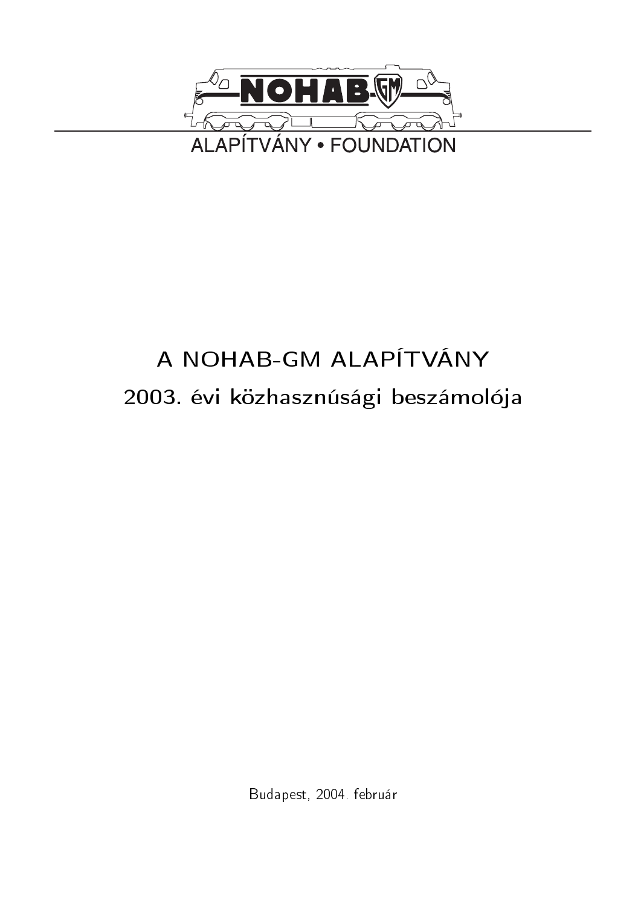NOHAB-GM

ALAPÍTVÁNY • FOUNDATION

# A NOHAB-GM ALAPÍTVÁNY

## 2003. évi közhasznúsági beszámolója

Budapest, 2004. február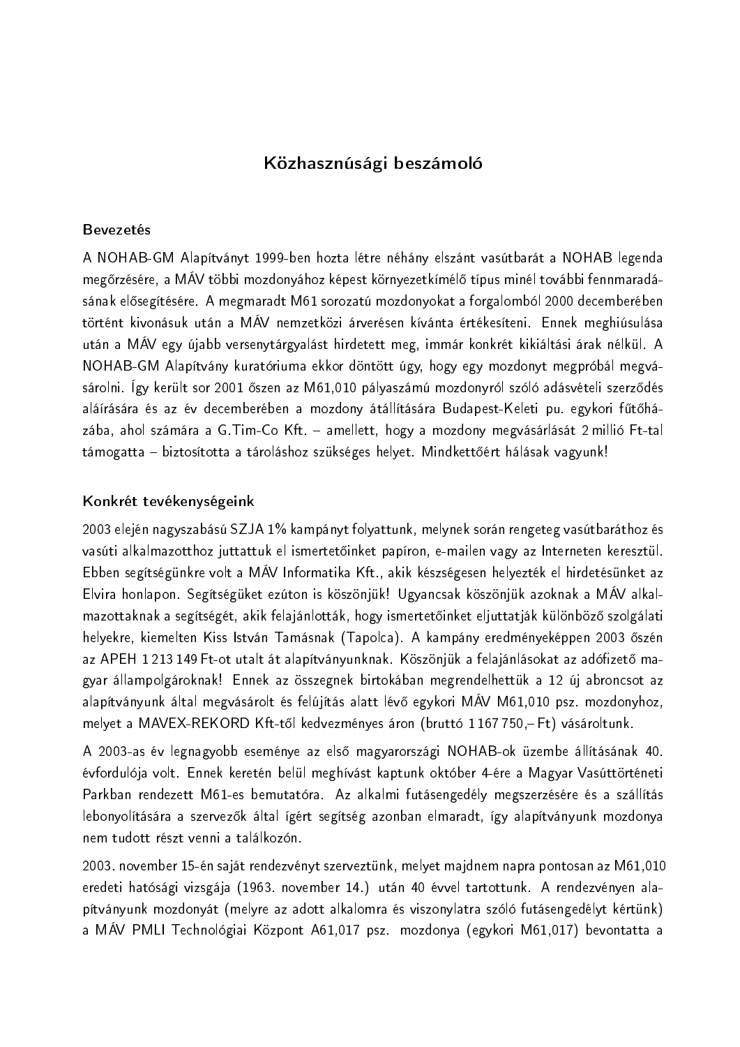## Közhasznúsági beszámoló

### Bevezetés

A NOHAB-GM Alapítványt 1999-ben hozta létre néhány elszánt vasútbarát a NOHAB legenda megőrzésére, a MÁV többi mozdonyához képest környezetkímélő típus minél további fennmaradásának elősegítésére. A megmaradt M61 sorozatú mozdonyokat a forgalomból 2000 decemberében történt kivonásuk után a MÁV nemzetközi árverésen kívánta értékesíteni. Ennek meghiúsulása után a MÁV egy újabb versenytárgyalást hirdetett meg, immár konkrét kikiáltási árak nélkül. A NOHAB-GM Alapítvány kuratóriuma ekkor döntött úgy, hogy egy mozdonyt megpróbál megvásárolni. Így került sor 2001 őszen az M61,010 pályaszámú mozdonyról szóló adásvételi szerződés aláírására és az év decemberében a mozdony átállítására Budapest-Keleti pu. egykori fűtőházába, ahol számára a G.Tim-Co Kft. – amellett, hogy a mozdony megvásárlását 2 millió Ft-tal támogatta – biztosította a tároláshoz szükséges helyet. Mindkettőért hálásak vagyunk!

### Konkrét tevékenységeink

2003 elején nagyszabású SZJA 1% kampányt folyattunk, melynek során rengeteg vasútbaráthoz és vasúti alkalmazotthoz juttattuk el ismertetőinket papíron, e-mailen vagy az Interneten keresztül. Ebben segítségünkre volt a MÁV Informatika Kft., akik készségesen helyezték el hirdetésünket az Elvira honlapon. Segítségüket ezúton is köszönjük! Ugyancsak köszönjük azoknak a MÁV alkalmazottaknak a segítségét, akik felajánlották, hogy ismertetőinket eljuttatják különböző szolgálati helyekre, kiemelten Kiss István Tamásnak (Tapolca). A kampány eredményeképpen 2003 őszén az APEH 1 213 149 Ft-ot utalt át alapítványunknak. Köszönjük a felajánlásokat az adófizető magyar állampolgároknak! Ennek az összegnek birtokában megrendelhettük a 12 új abroncsot az alapítványunk által megvásárolt és felújítás alatt lévő egykori MÁV M61,010 psz. mozdonyhoz, melyet a MAVEX-REKORD Kft-től kedvezményes áron (bruttó 1 167 750,– Ft) vásároltunk.

A 2003-as év legnagyobb eseménye az első magyarországi NOHAB-ok üzembe állításának 40. évfordulója volt. Ennek keretén belül meghívást kaptunk október 4-ére a Magyar Vasúttörténeti Parkban rendezett M61-es bemutatóra. Az alkalmi futásengedély megszerzésére és a szállítás lebonyolítására a szervezők által ígért segítség azonban elmaradt, így alapítványunk mozdonya nem tudott részt venni a találkozón.

2003. november 15-én saját rendezvényt szerveztünk, melyet majdnem napra pontosan az M61,010 eredeti hatósági vizsgája (1963. november 14.) után 40 évvel tartottunk. A rendezvényen alapítványunk mozdonyát (melyre az adott alkalomra és viszonylatra szóló futásengedélyt kértünk) a MÁV PMLI Technológiai Központ A61,017 psz. mozdonya (egykori M61,017) bevontatta a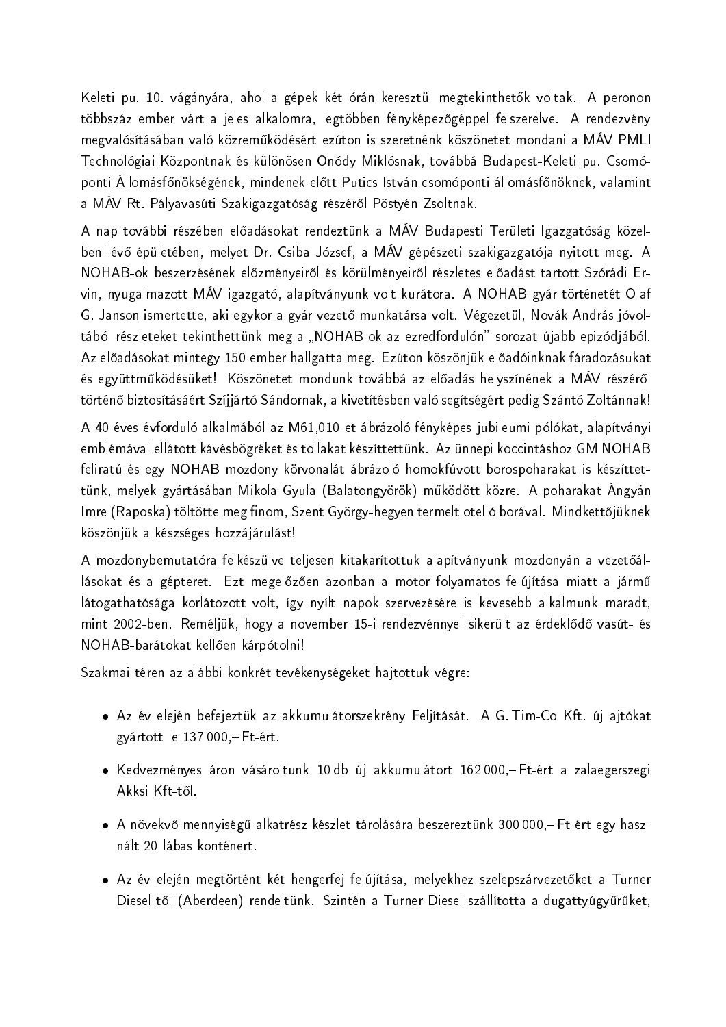Keleti pu. 10. vágányára, ahol a gépek két órán keresztül megtekinthetők voltak. A peronon többszáz ember várt a jeles alkalomra, legtöbben fényképezőgéppel felszerelve. A rendezvény megvalósításában való közreműködésért ezúton is szeretnénk köszönetet mondani a MÁV PMLI Technológiai Központnak és különösen Onódy Miklósnak, továbbá Budapest-Keleti pu. Csomóponti Állomásfőnökségének, mindenek előtt Putics István csomóponti állomásfőnöknek, valamint a MÁV Rt. Pályavasúti Szakigazgatóság részéről Pöstyén Zsoltnak.

A nap további részében előadásokat rendeztünk a MÁV Budapesti Területi Igazgatóság közelben lévő épületében, melyet Dr. Csiba József, a MÁV gépészeti szakigazgatója nyitott meg. A NOHAB-ok beszerzésének előzményeiről és körülményeiről részletes előadást tartott Szórádi Ervin, nyugalmazott MÁV igazgató, alapítványunk volt kurátora. A NOHAB gyár történetét Olaf G. Janson ismertette, aki egykor a gyár vezető munkatársa volt. Végezetül, Novák András jóvoltából részleteket tekinthettünk meg a „NOHAB-ok az ezredfordulón" sorozat újabb epizódjából. Az előadásokat mintegy 150 ember hallgatta meg. Ezúton köszönjük előadóinknak fáradozásukat és együttműködésüket! Köszönetet mondunk továbbá az előadás helyszínének a MÁV részéről történő biztosításáért Szíjjártó Sándornak, a kivetítésben való segítségért pedig Szántó Zoltánnak!

A 40 éves évforduló alkalmából az M61,010-et ábrázoló fényképes jubileumi pólókat, alapítványi emblémával ellátott kávésbögréket és tollakat készíttettünk. Az ünnepi koccintáshoz GM NOHAB feliratú és egy NOHAB mozdony körvonalát ábrázoló homokfúvott borospoharakat is készíttettünk, melyek gyártásában Mikola Gyula (Balatongyörök) működött közre. A poharakat Ángyán Imre (Raposka) töltötte meg finom, Szent György-hegyen termelt otelló borával. Mindkettőjüknek köszönjük a készséges hozzájárulást!

A mozdonybemutatóra felkészülve teljesen kitakarítottuk alapítványunk mozdonyán a vezetőállásokat és a gépteret. Ezt megelőzően azonban a motor folyamatos felújítása miatt a jármű látogathatósága korlátozott volt, így nyílt napok szervezésére is kevesebb alkalmunk maradt, mint 2002-ben. Reméljük, hogy a november 15-i rendezvénnyel sikerült az érdeklődő vasút- és NOHAB-barátokat kellően kárpótolni!

Szakmai téren az alábbi konkrét tevékenységeket hajtottuk végre:

- Az év elején befejeztük az akkumulátorszekrény Feljítását. A G. Tim-Co Kft. új ajtókat gyártott le 137 000,– Ft-ért.
- Kedvezményes áron vásároltunk 10 db új akkumulátort 162 000,– Ft-ért a zalaegerszegi Akksi Kft-től.
- A növekvő mennyiségű alkatrész-készlet tárolására beszereztünk 300 000,– Ft-ért egy használt 20 lábas konténert.
- Az év elején megtörtént két hengerfej felújítása, melyekhez szelepszárvezetőket a Turner Diesel-től (Aberdeen) rendeltünk. Szintén a Turner Diesel szállította a dugattyúgyűrűket,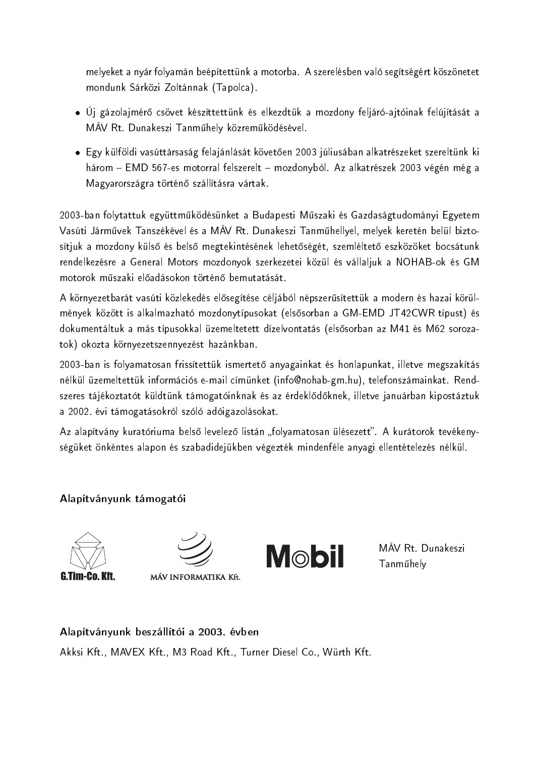melyeket a nyár folyamán beépítettünk a motorba. A szerelésben való segítségért köszönetet mondunk Sárközi Zoltánnak (Tapolca).

- Új gázolajmérő csövet készítettünk és elkezdtük a mozdony feljáró-ajtóinak felújítását a MÁV Rt. Dunakeszi Tanműhely közreműködésével.
- Egy külföldi vasúttársaság felajánlását követően 2003 júliusában alkatrészeket szereltünk ki három – EMD 567-es motorral felszerelt – mozdonyból. Az alkatrészek 2003 végén még a Magyarországra történő szállításra vártak.

2003-ban folytattuk együttműködésünket a Budapesti Műszaki és Gazdaságtudományi Egyetem Vasúti Járművek Tanszékével és a MÁV Rt. Dunakeszi Tanműhellyel, melyek keretén belül biztosítjuk a mozdony külső és belső megtekintésének lehetőségét, szemléltető eszközöket bocsátunk rendelkezésre a General Motors mozdonyok szerkezetei közül és vállaljuk a NOHAB-ok és GM motorok műszaki előadásokon történő bemutatását.

A környezetbarát vasúti közlekedés elősegítése céljából népszerűsítettük a modern és hazai körülmények között is alkalmazható mozdonytípusokat (elsősorban a GM-EMD JT42CWR típust) és dokumentáltuk a más típusokkal üzemeltetett dízelvontatás (elsősorban az M41 és M62 sorozatok) okozta környezetszennyezést hazánkban.

2003-ban is folyamatosan frissítettük ismertető anyagainkat és honlapunkat, illetve megszakítás nélkül üzemeltettük információs e-mail címünket (info@nohab-gm.hu), telefonszámainkat. Rendszeres tájékoztatót küldtünk támogatóinknak és az érdeklődőknek, illetve januárban kipostáztuk a 2002. évi támogatásokról szóló adóigazolásokat.

Az alapítvány kuratóriuma belső levelező listán „folyamatosan ülésezett". A kurátorok tevékenységüket önkéntes alapon és szabadidejükben végezték mindenféle anyagi ellentételezés nélkül.

**Alapítványunk támogatói**

G.Tim-Co. Kft.

MÁV INFORMATIKA Kft.

Mobil

MÁV Rt. Dunakeszi Tanműhely

**Alapítványunk beszállítói a 2003. évben**

Akksi Kft., MAVEX Kft., M3 Road Kft., Turner Diesel Co., Würth Kft.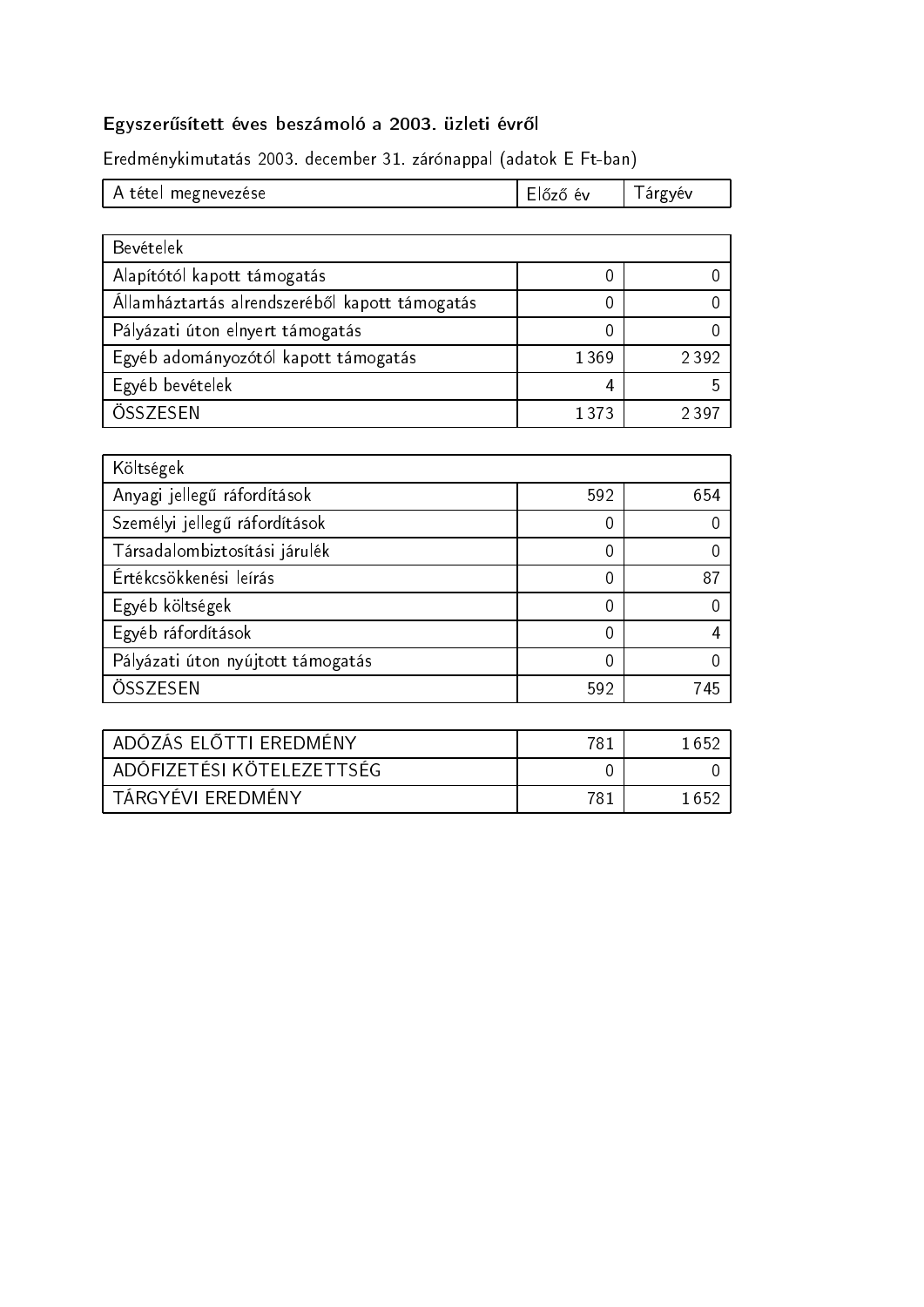**Egyszerűsített éves beszámoló a 2003. üzleti évről**

Eredménykimutatás 2003. december 31. zárónappal (adatok E Ft-ban)

| A tétel megnevezése | Előző év | Tárgyév |
|---|---:|---:|
| **Bevételek** | | |
| Alapítótól kapott támogatás | 0 | 0 |
| Államháztartás alrendszeréből kapott támogatás | 0 | 0 |
| Pályázati úton elnyert támogatás | 0 | 0 |
| Egyéb adományozótól kapott támogatás | 1 369 | 2 392 |
| Egyéb bevételek | 4 | 5 |
| ÖSSZESEN | 1 373 | 2 397 |
| **Költségek** | | |
| Anyagi jellegű ráfordítások | 592 | 654 |
| Személyi jellegű ráfordítások | 0 | 0 |
| Társadalombiztosítási járulék | 0 | 0 |
| Értékcsökkenési leírás | 0 | 87 |
| Egyéb költségek | 0 | 0 |
| Egyéb ráfordítások | 0 | 4 |
| Pályázati úton nyújtott támogatás | 0 | 0 |
| ÖSSZESEN | 592 | 745 |
| ADÓZÁS ELŐTTI EREDMÉNY | 781 | 1 652 |
| ADÓFIZETÉSI KÖTELEZETTSÉG | 0 | 0 |
| TÁRGYÉVI EREDMÉNY | 781 | 1 652 |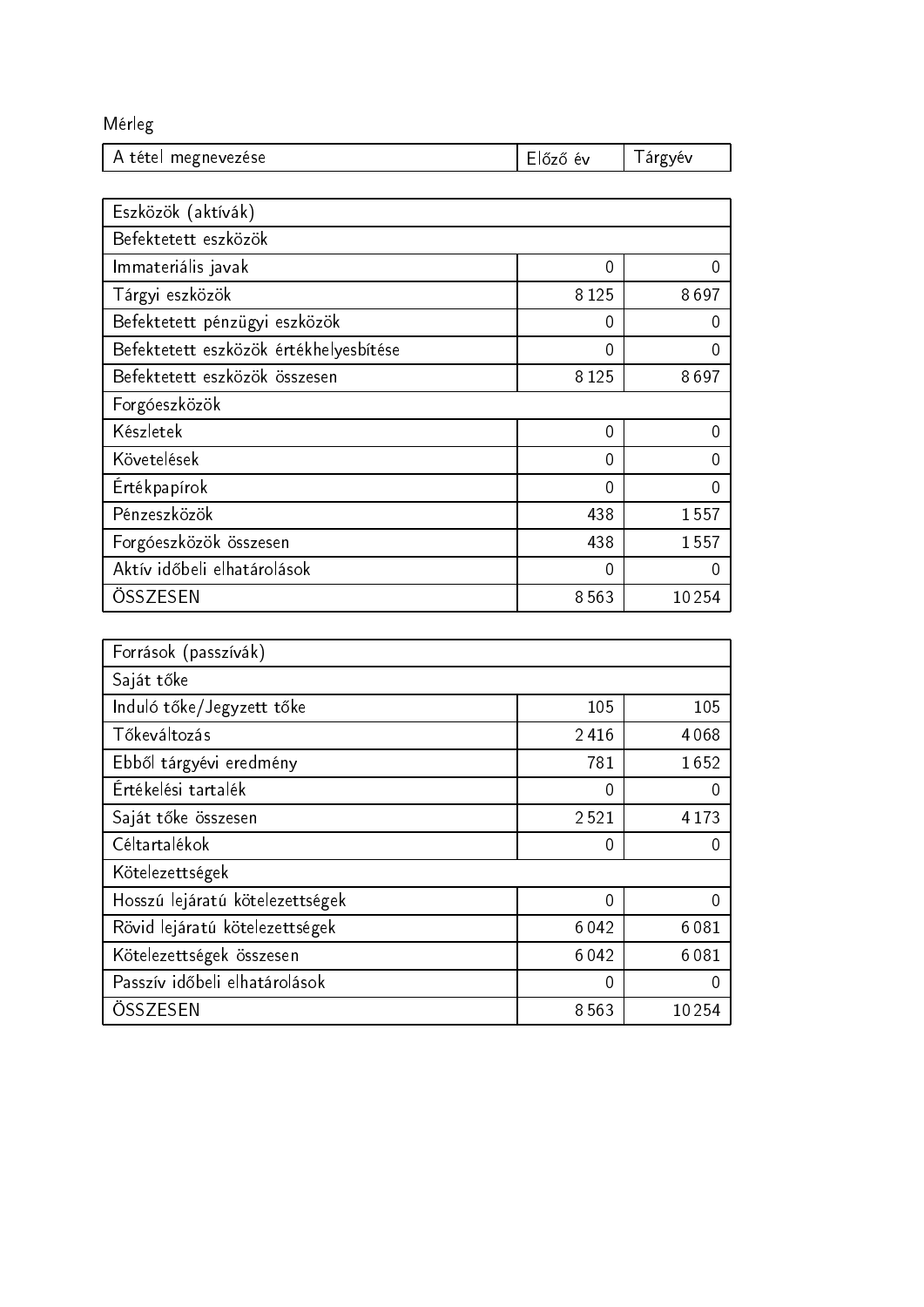Mérleg

| A tétel megnevezése | Előző év | Tárgyév |
|---|---|---|
| **Eszközök (aktívák)** | | |
| Befektetett eszközök | | |
| Immateriális javak | 0 | 0 |
| Tárgyi eszközök | 8 125 | 8 697 |
| Befektetett pénzügyi eszközök | 0 | 0 |
| Befektetett eszközök értékhelyesbítése | 0 | 0 |
| Befektetett eszközök összesen | 8 125 | 8 697 |
| Forgóeszközök | | |
| Készletek | 0 | 0 |
| Követelések | 0 | 0 |
| Értékpapírok | 0 | 0 |
| Pénzeszközök | 438 | 1 557 |
| Forgóeszközök összesen | 438 | 1 557 |
| Aktív időbeli elhatárolások | 0 | 0 |
| ÖSSZESEN | 8 563 | 10 254 |
| **Források (passzívák)** | | |
| Saját tőke | | |
| Induló tőke/Jegyzett tőke | 105 | 105 |
| Tőkeváltozás | 2 416 | 4 068 |
| Ebből tárgyévi eredmény | 781 | 1 652 |
| Értékelési tartalék | 0 | 0 |
| Saját tőke összesen | 2 521 | 4 173 |
| Céltartalékok | 0 | 0 |
| Kötelezettségek | | |
| Hosszú lejáratú kötelezettségek | 0 | 0 |
| Rövid lejáratú kötelezettségek | 6 042 | 6 081 |
| Kötelezettségek összesen | 6 042 | 6 081 |
| Passzív időbeli elhatárolások | 0 | 0 |
| ÖSSZESEN | 8 563 | 10 254 |